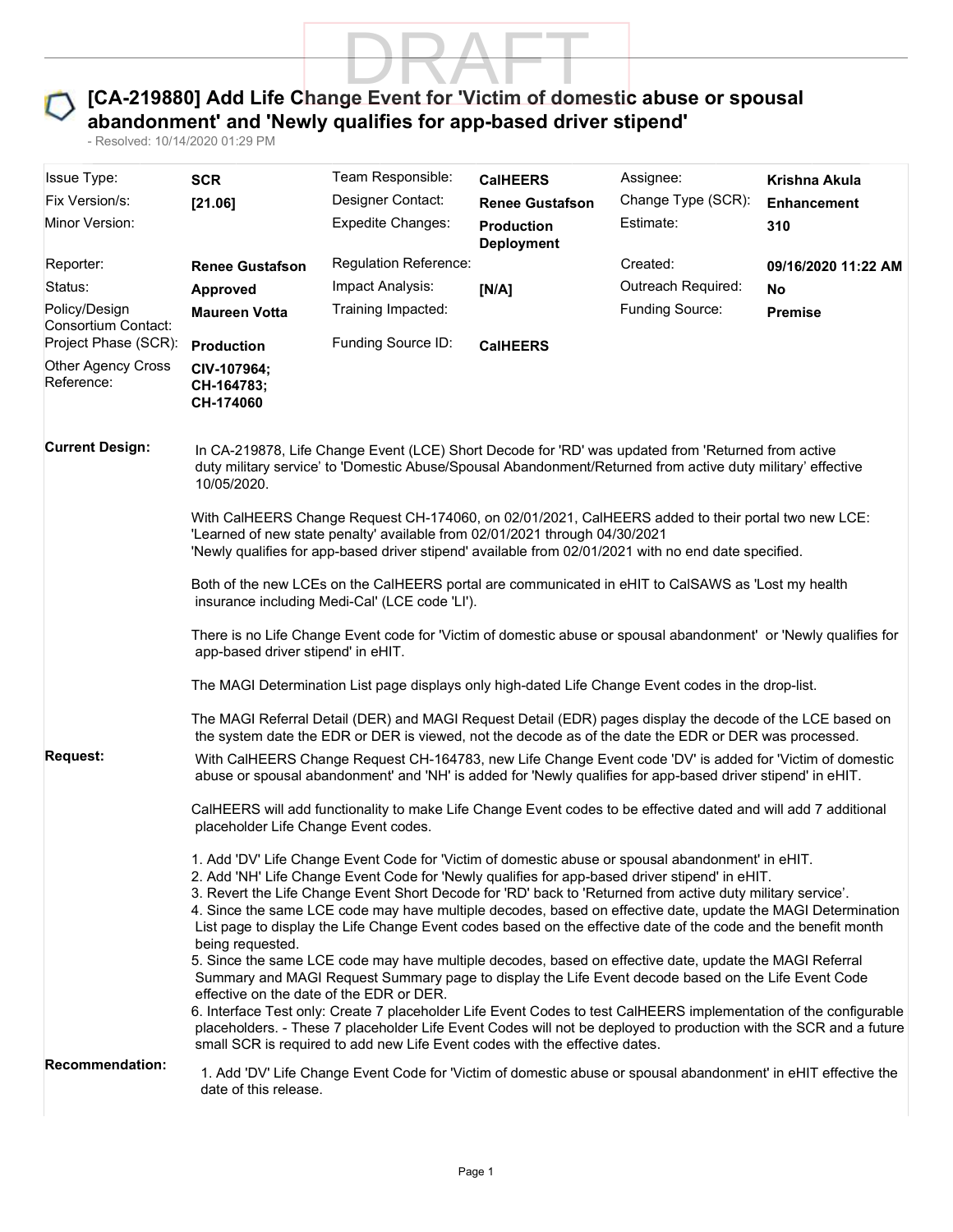# [CA-219880] Add Life Change Event for 'Victim of domestic abuse or spousal abandonment' and 'Newly qualifies for app-based driver stipend'

- Resolved: 10/14/2020 01:29 PM

| | | | | | |
|---|---|---|---|---|---|
| Issue Type: | **SCR** | Team Responsible: | **CalHEERS** | Assignee: | **Krishna Akula** |
| Fix Version/s: | **[21.06]** | Designer Contact: | **Renee Gustafson** | Change Type (SCR): | **Enhancement** |
| Minor Version: | | Expedite Changes: | **Production Deployment** | Estimate: | **310** |
| Reporter: | **Renee Gustafson** | Regulation Reference: | | Created: | **09/16/2020 11:22 AM** |
| Status: | **Approved** | Impact Analysis: | **[N/A]** | Outreach Required: | **No** |
| Policy/Design Consortium Contact: | **Maureen Votta** | Training Impacted: | | Funding Source: | **Premise** |
| Project Phase (SCR): | **Production** | Funding Source ID: | **CalHEERS** | | |
| Other Agency Cross Reference: | **CIV-107964; CH-164783; CH-174060** | | | | |

**Current Design:**

In CA-219878, Life Change Event (LCE) Short Decode for 'RD' was updated from 'Returned from active duty military service' to 'Domestic Abuse/Spousal Abandonment/Returned from active duty military' effective 10/05/2020.

With CalHEERS Change Request CH-174060, on 02/01/2021, CalHEERS added to their portal two new LCE:
'Learned of new state penalty' available from 02/01/2021 through 04/30/2021
'Newly qualifies for app-based driver stipend' available from 02/01/2021 with no end date specified.

Both of the new LCEs on the CalHEERS portal are communicated in eHIT to CalSAWS as 'Lost my health insurance including Medi-Cal' (LCE code 'LI').

There is no Life Change Event code for 'Victim of domestic abuse or spousal abandonment' or 'Newly qualifies for app-based driver stipend' in eHIT.

The MAGI Determination List page displays only high-dated Life Change Event codes in the drop-list.

The MAGI Referral Detail (DER) and MAGI Request Detail (EDR) pages display the decode of the LCE based on the system date the EDR or DER is viewed, not the decode as of the date the EDR or DER was processed.

**Request:**

With CalHEERS Change Request CH-164783, new Life Change Event code 'DV' is added for 'Victim of domestic abuse or spousal abandonment' and 'NH' is added for 'Newly qualifies for app-based driver stipend' in eHIT.

CalHEERS will add functionality to make Life Change Event codes to be effective dated and will add 7 additional placeholder Life Change Event codes.

1. Add 'DV' Life Change Event Code for 'Victim of domestic abuse or spousal abandonment' in eHIT.
2. Add 'NH' Life Change Event Code for 'Newly qualifies for app-based driver stipend' in eHIT.
3. Revert the Life Change Event Short Decode for 'RD' back to 'Returned from active duty military service'.
4. Since the same LCE code may have multiple decodes, based on effective date, update the MAGI Determination List page to display the Life Change Event codes based on the effective date of the code and the benefit month being requested.
5. Since the same LCE code may have multiple decodes, based on effective date, update the MAGI Referral Summary and MAGI Request Summary page to display the Life Event decode based on the Life Event Code effective on the date of the EDR or DER.
6. Interface Test only: Create 7 placeholder Life Event Codes to test CalHEERS implementation of the configurable placeholders. - These 7 placeholder Life Event Codes will not be deployed to production with the SCR and a future small SCR is required to add new Life Event codes with the effective dates.

**Recommendation:**

1. Add 'DV' Life Change Event Code for 'Victim of domestic abuse or spousal abandonment' in eHIT effective the date of this release.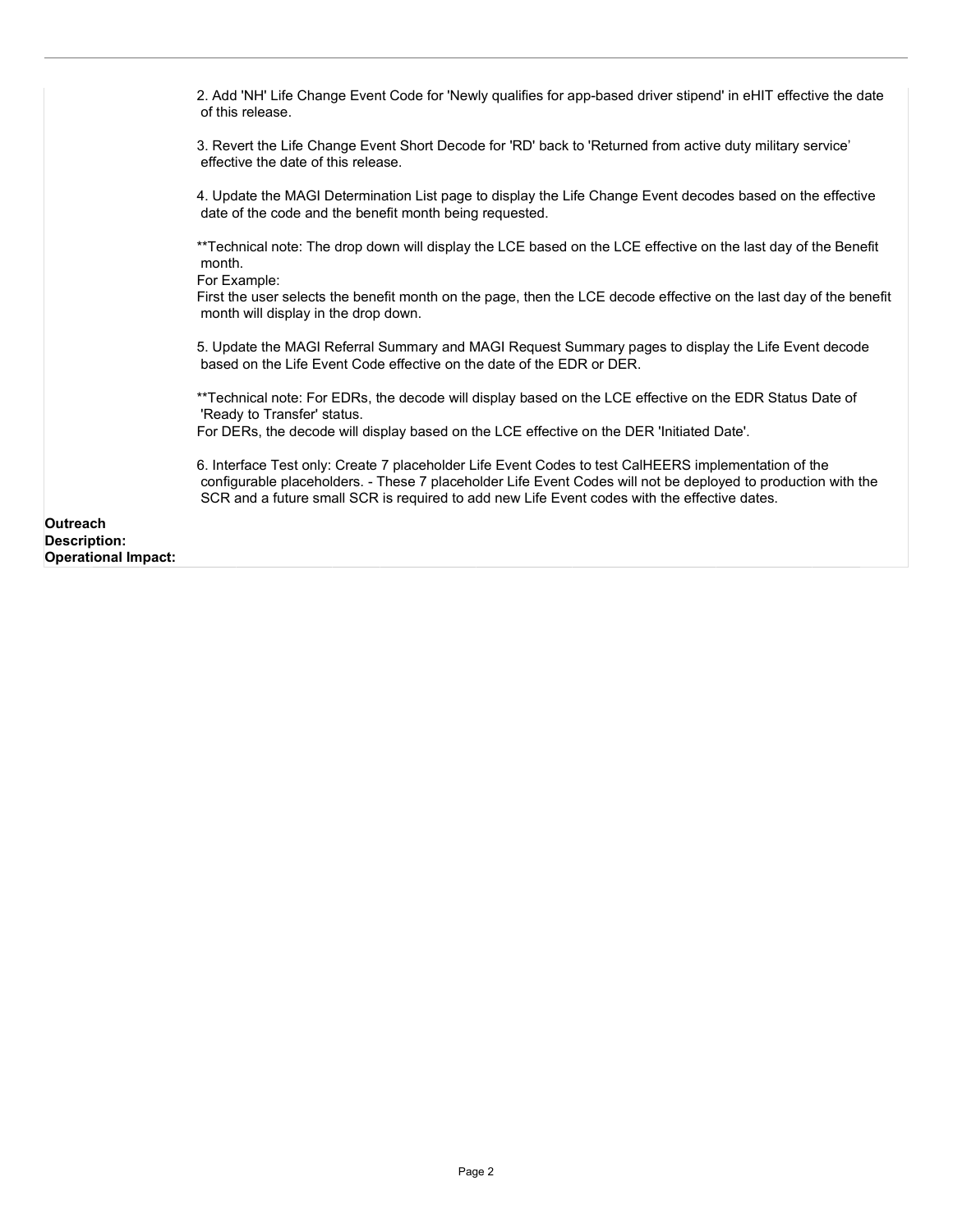2. Add 'NH' Life Change Event Code for 'Newly qualifies for app-based driver stipend' in eHIT effective the date of this release.

3. Revert the Life Change Event Short Decode for 'RD' back to 'Returned from active duty military service' effective the date of this release.

4. Update the MAGI Determination List page to display the Life Change Event decodes based on the effective date of the code and the benefit month being requested.

**Technical note: The drop down will display the LCE based on the LCE effective on the last day of the Benefit month.
For Example:
First the user selects the benefit month on the page, then the LCE decode effective on the last day of the benefit month will display in the drop down.

5. Update the MAGI Referral Summary and MAGI Request Summary pages to display the Life Event decode based on the Life Event Code effective on the date of the EDR or DER.

**Technical note: For EDRs, the decode will display based on the LCE effective on the EDR Status Date of 'Ready to Transfer' status.
For DERs, the decode will display based on the LCE effective on the DER 'Initiated Date'.

6. Interface Test only: Create 7 placeholder Life Event Codes to test CalHEERS implementation of the configurable placeholders. - These 7 placeholder Life Event Codes will not be deployed to production with the SCR and a future small SCR is required to add new Life Event codes with the effective dates.

**Outreach Description:**

**Operational Impact:**